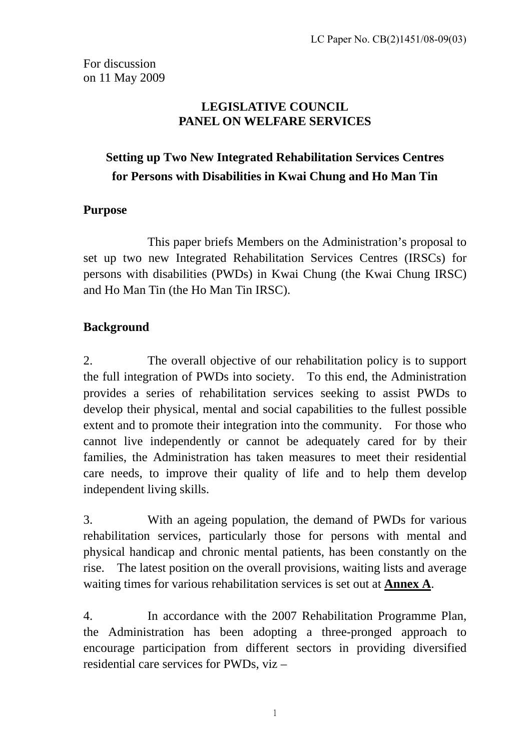LC Paper No. CB(2)1451/08-09(03)

For discussion
on 11 May 2009

# LEGISLATIVE COUNCIL
# PANEL ON WELFARE SERVICES

## Setting up Two New Integrated Rehabilitation Services Centres for Persons with Disabilities in Kwai Chung and Ho Man Tin

### Purpose

This paper briefs Members on the Administration's proposal to set up two new Integrated Rehabilitation Services Centres (IRSCs) for persons with disabilities (PWDs) in Kwai Chung (the Kwai Chung IRSC) and Ho Man Tin (the Ho Man Tin IRSC).

### Background

2. The overall objective of our rehabilitation policy is to support the full integration of PWDs into society. To this end, the Administration provides a series of rehabilitation services seeking to assist PWDs to develop their physical, mental and social capabilities to the fullest possible extent and to promote their integration into the community. For those who cannot live independently or cannot be adequately cared for by their families, the Administration has taken measures to meet their residential care needs, to improve their quality of life and to help them develop independent living skills.

3. With an ageing population, the demand of PWDs for various rehabilitation services, particularly those for persons with mental and physical handicap and chronic mental patients, has been constantly on the rise. The latest position on the overall provisions, waiting lists and average waiting times for various rehabilitation services is set out at **Annex A**.

4. In accordance with the 2007 Rehabilitation Programme Plan, the Administration has been adopting a three-pronged approach to encourage participation from different sectors in providing diversified residential care services for PWDs, viz –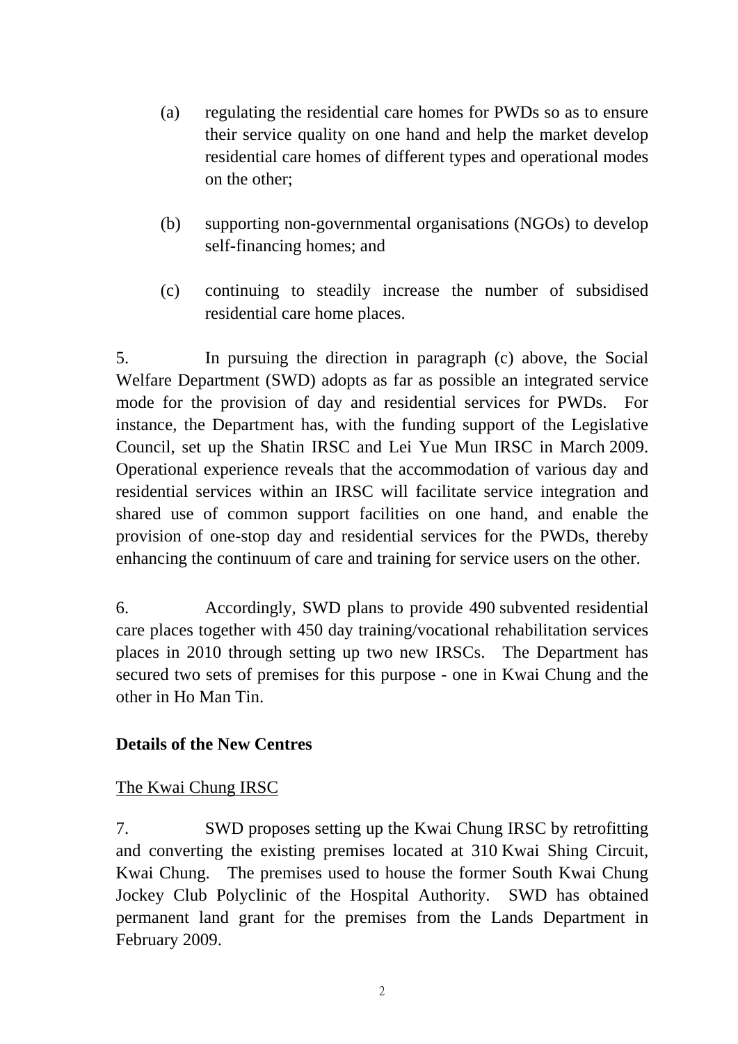(a) regulating the residential care homes for PWDs so as to ensure their service quality on one hand and help the market develop residential care homes of different types and operational modes on the other;

(b) supporting non-governmental organisations (NGOs) to develop self-financing homes; and

(c) continuing to steadily increase the number of subsidised residential care home places.

5. In pursuing the direction in paragraph (c) above, the Social Welfare Department (SWD) adopts as far as possible an integrated service mode for the provision of day and residential services for PWDs. For instance, the Department has, with the funding support of the Legislative Council, set up the Shatin IRSC and Lei Yue Mun IRSC in March 2009. Operational experience reveals that the accommodation of various day and residential services within an IRSC will facilitate service integration and shared use of common support facilities on one hand, and enable the provision of one-stop day and residential services for the PWDs, thereby enhancing the continuum of care and training for service users on the other.

6. Accordingly, SWD plans to provide 490 subvented residential care places together with 450 day training/vocational rehabilitation services places in 2010 through setting up two new IRSCs. The Department has secured two sets of premises for this purpose - one in Kwai Chung and the other in Ho Man Tin.

**Details of the New Centres**

<u>The Kwai Chung IRSC</u>

7. SWD proposes setting up the Kwai Chung IRSC by retrofitting and converting the existing premises located at 310 Kwai Shing Circuit, Kwai Chung. The premises used to house the former South Kwai Chung Jockey Club Polyclinic of the Hospital Authority. SWD has obtained permanent land grant for the premises from the Lands Department in February 2009.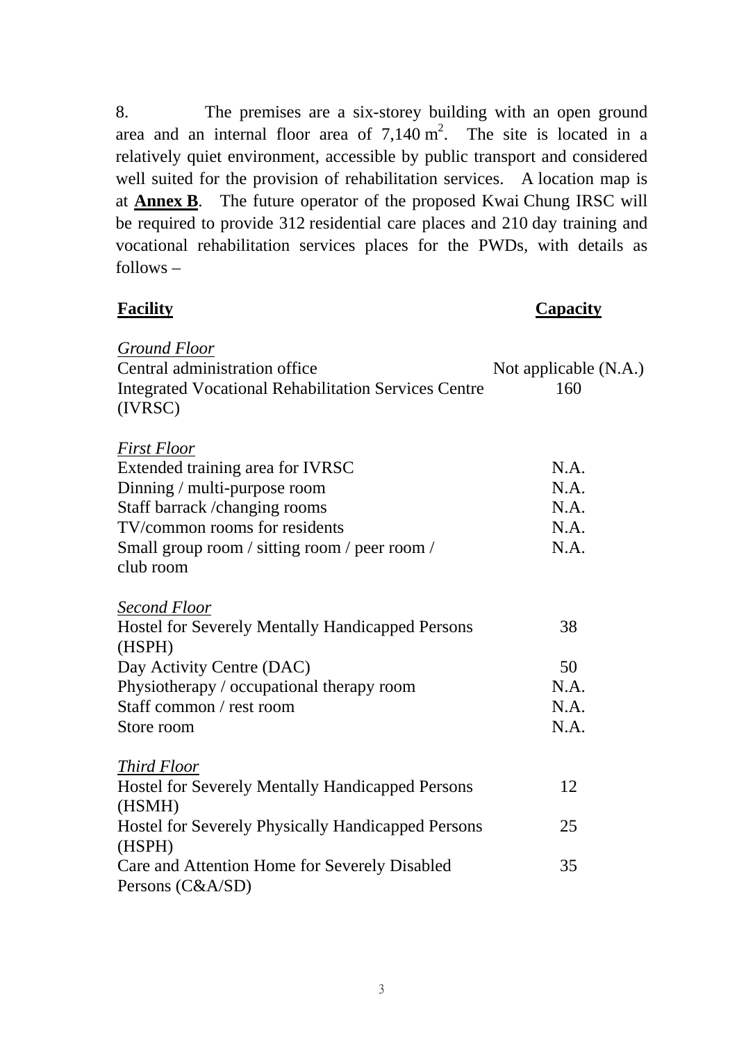8. The premises are a six-storey building with an open ground area and an internal floor area of 7,140 $m^2$. The site is located in a relatively quiet environment, accessible by public transport and considered well suited for the provision of rehabilitation services. A location map is at **Annex B**. The future operator of the proposed Kwai Chung IRSC will be required to provide 312 residential care places and 210 day training and vocational rehabilitation services places for the PWDs, with details as follows –

| **Facility** | **Capacity** |
|---|---|
| *Ground Floor* | |
| Central administration office | Not applicable (N.A.) |
| Integrated Vocational Rehabilitation Services Centre (IVRSC) | 160 |
| *First Floor* | |
| Extended training area for IVRSC | N.A. |
| Dinning / multi-purpose room | N.A. |
| Staff barrack /changing rooms | N.A. |
| TV/common rooms for residents | N.A. |
| Small group room / sitting room / peer room / club room | N.A. |
| *Second Floor* | |
| Hostel for Severely Mentally Handicapped Persons (HSPH) | 38 |
| Day Activity Centre (DAC) | 50 |
| Physiotherapy / occupational therapy room | N.A. |
| Staff common / rest room | N.A. |
| Store room | N.A. |
| *Third Floor* | |
| Hostel for Severely Mentally Handicapped Persons (HSMH) | 12 |
| Hostel for Severely Physically Handicapped Persons (HSPH) | 25 |
| Care and Attention Home for Severely Disabled Persons (C&A/SD) | 35 |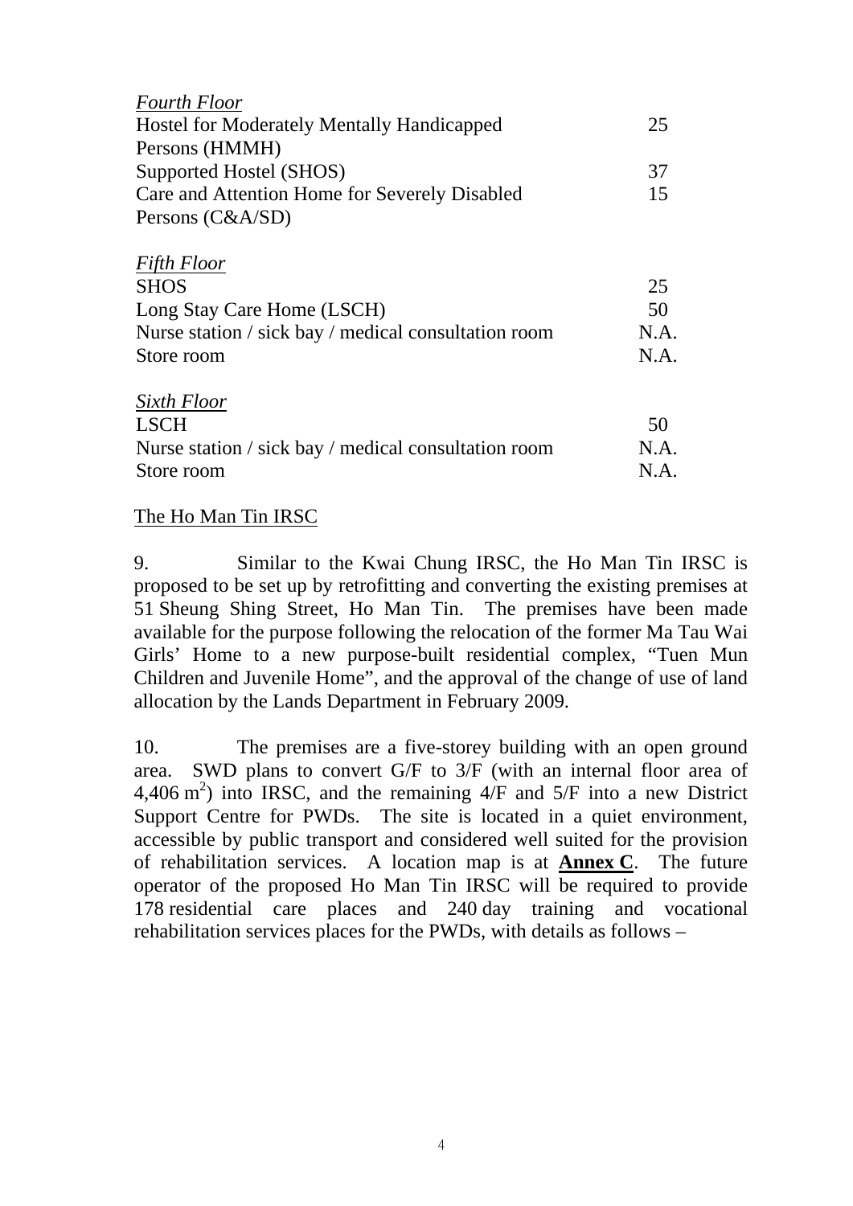| | |
|---|---|
| *Fourth Floor* | |
| Hostel for Moderately Mentally Handicapped Persons (HMMH) | 25 |
| Supported Hostel (SHOS) | 37 |
| Care and Attention Home for Severely Disabled Persons (C&A/SD) | 15 |
| | |
| *Fifth Floor* | |
| SHOS | 25 |
| Long Stay Care Home (LSCH) | 50 |
| Nurse station / sick bay / medical consultation room | N.A. |
| Store room | N.A. |
| | |
| *Sixth Floor* | |
| LSCH | 50 |
| Nurse station / sick bay / medical consultation room | N.A. |
| Store room | N.A. |

The Ho Man Tin IRSC

9. Similar to the Kwai Chung IRSC, the Ho Man Tin IRSC is proposed to be set up by retrofitting and converting the existing premises at 51 Sheung Shing Street, Ho Man Tin. The premises have been made available for the purpose following the relocation of the former Ma Tau Wai Girls' Home to a new purpose-built residential complex, "Tuen Mun Children and Juvenile Home", and the approval of the change of use of land allocation by the Lands Department in February 2009.

10. The premises are a five-storey building with an open ground area. SWD plans to convert G/F to 3/F (with an internal floor area of 4,406 $m^2$) into IRSC, and the remaining 4/F and 5/F into a new District Support Centre for PWDs. The site is located in a quiet environment, accessible by public transport and considered well suited for the provision of rehabilitation services. A location map is at **Annex C**. The future operator of the proposed Ho Man Tin IRSC will be required to provide 178 residential care places and 240 day training and vocational rehabilitation services places for the PWDs, with details as follows –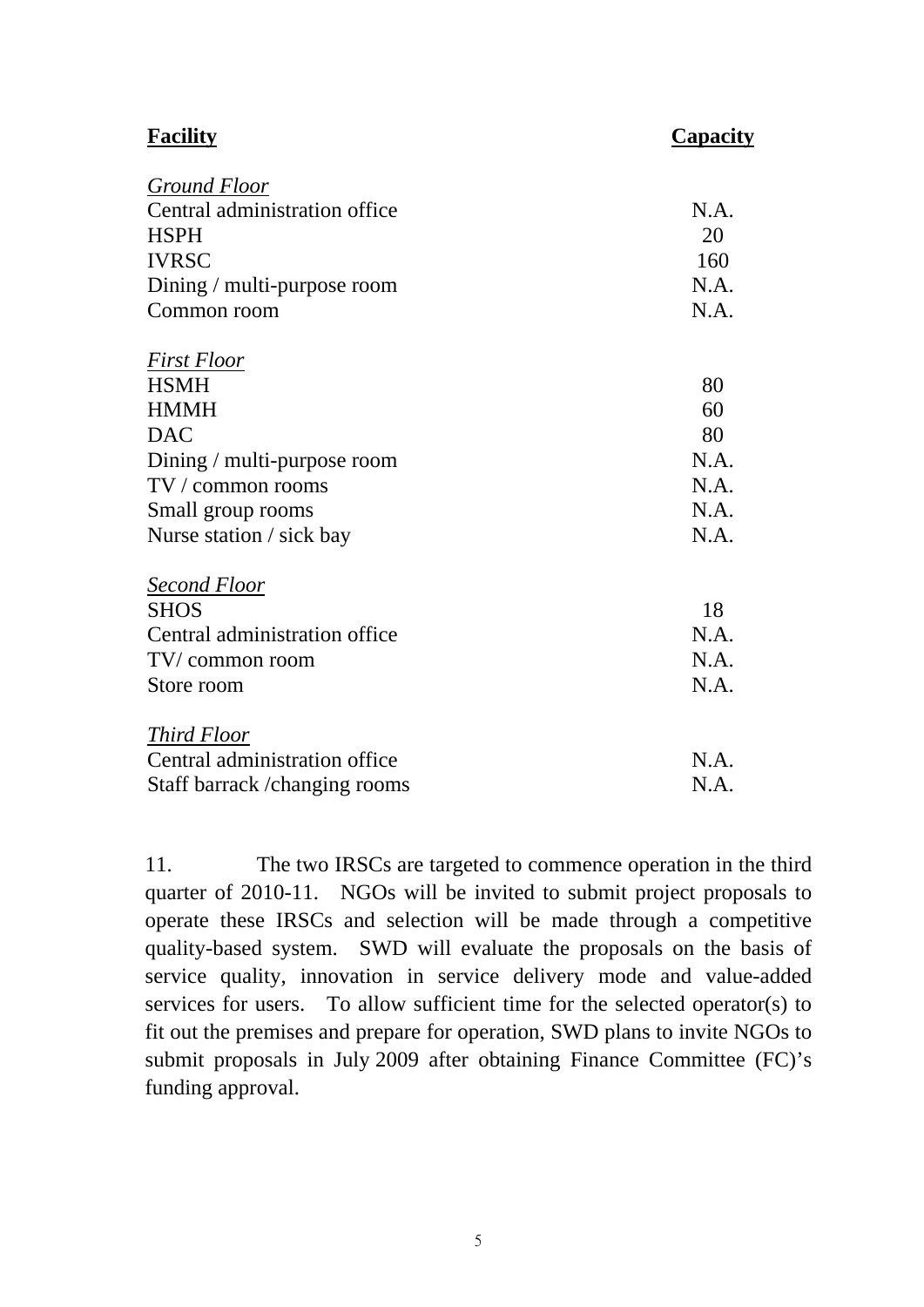| **Facility** | **Capacity** |
|---|---|
| *Ground Floor* | |
| Central administration office | N.A. |
| HSPH | 20 |
| IVRSC | 160 |
| Dining / multi-purpose room | N.A. |
| Common room | N.A. |
| *First Floor* | |
| HSMH | 80 |
| HMMH | 60 |
| DAC | 80 |
| Dining / multi-purpose room | N.A. |
| TV / common rooms | N.A. |
| Small group rooms | N.A. |
| Nurse station / sick bay | N.A. |
| *Second Floor* | |
| SHOS | 18 |
| Central administration office | N.A. |
| TV/ common room | N.A. |
| Store room | N.A. |
| *Third Floor* | |
| Central administration office | N.A. |
| Staff barrack /changing rooms | N.A. |

11. The two IRSCs are targeted to commence operation in the third quarter of 2010-11. NGOs will be invited to submit project proposals to operate these IRSCs and selection will be made through a competitive quality-based system. SWD will evaluate the proposals on the basis of service quality, innovation in service delivery mode and value-added services for users. To allow sufficient time for the selected operator(s) to fit out the premises and prepare for operation, SWD plans to invite NGOs to submit proposals in July 2009 after obtaining Finance Committee (FC)'s funding approval.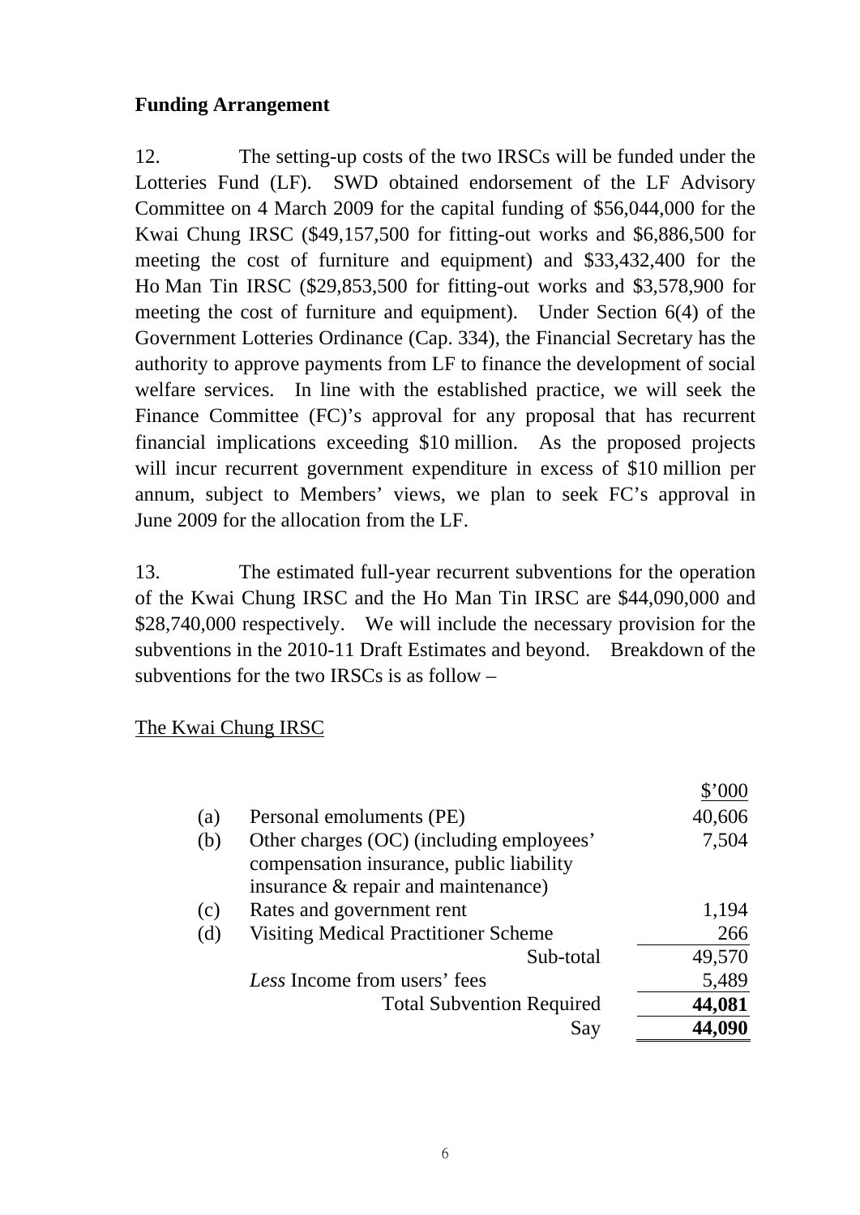**Funding Arrangement**

12. The setting-up costs of the two IRSCs will be funded under the Lotteries Fund (LF). SWD obtained endorsement of the LF Advisory Committee on 4 March 2009 for the capital funding of $56,044,000 for the Kwai Chung IRSC ($49,157,500 for fitting-out works and $6,886,500 for meeting the cost of furniture and equipment) and $33,432,400 for the Ho Man Tin IRSC ($29,853,500 for fitting-out works and $3,578,900 for meeting the cost of furniture and equipment). Under Section 6(4) of the Government Lotteries Ordinance (Cap. 334), the Financial Secretary has the authority to approve payments from LF to finance the development of social welfare services. In line with the established practice, we will seek the Finance Committee (FC)'s approval for any proposal that has recurrent financial implications exceeding $10 million. As the proposed projects will incur recurrent government expenditure in excess of $10 million per annum, subject to Members' views, we plan to seek FC's approval in June 2009 for the allocation from the LF.

13. The estimated full-year recurrent subventions for the operation of the Kwai Chung IRSC and the Ho Man Tin IRSC are $44,090,000 and $28,740,000 respectively. We will include the necessary provision for the subventions in the 2010-11 Draft Estimates and beyond. Breakdown of the subventions for the two IRSCs is as follow –

The Kwai Chung IRSC

| | | $'000 |
|---|---|---|
| (a) | Personal emoluments (PE) | 40,606 |
| (b) | Other charges (OC) (including employees' compensation insurance, public liability insurance & repair and maintenance) | 7,504 |
| (c) | Rates and government rent | 1,194 |
| (d) | Visiting Medical Practitioner Scheme | 266 |
| | Sub-total | 49,570 |
| | *Less* Income from users' fees | 5,489 |
| | Total Subvention Required | **44,081** |
| | Say | **44,090** |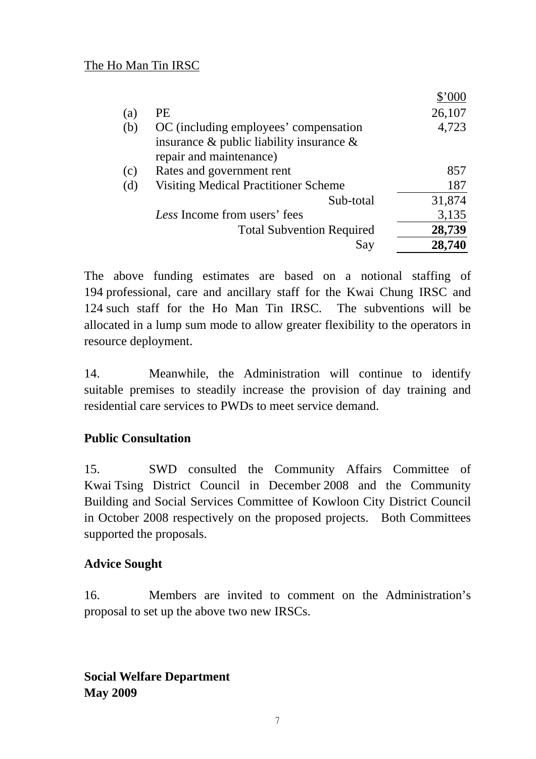The Ho Man Tin IRSC

| | | $'000 |
|---|---|---|
| (a) | PE | 26,107 |
| (b) | OC (including employees' compensation insurance & public liability insurance & repair and maintenance) | 4,723 |
| (c) | Rates and government rent | 857 |
| (d) | Visiting Medical Practitioner Scheme | 187 |
| | Sub-total | 31,874 |
| | *Less* Income from users' fees | 3,135 |
| | Total Subvention Required | **28,739** |
| | Say | **28,740** |

The above funding estimates are based on a notional staffing of 194 professional, care and ancillary staff for the Kwai Chung IRSC and 124 such staff for the Ho Man Tin IRSC. The subventions will be allocated in a lump sum mode to allow greater flexibility to the operators in resource deployment.

14. Meanwhile, the Administration will continue to identify suitable premises to steadily increase the provision of day training and residential care services to PWDs to meet service demand.

**Public Consultation**

15. SWD consulted the Community Affairs Committee of Kwai Tsing District Council in December 2008 and the Community Building and Social Services Committee of Kowloon City District Council in October 2008 respectively on the proposed projects. Both Committees supported the proposals.

**Advice Sought**

16. Members are invited to comment on the Administration's proposal to set up the above two new IRSCs.

**Social Welfare Department**
**May 2009**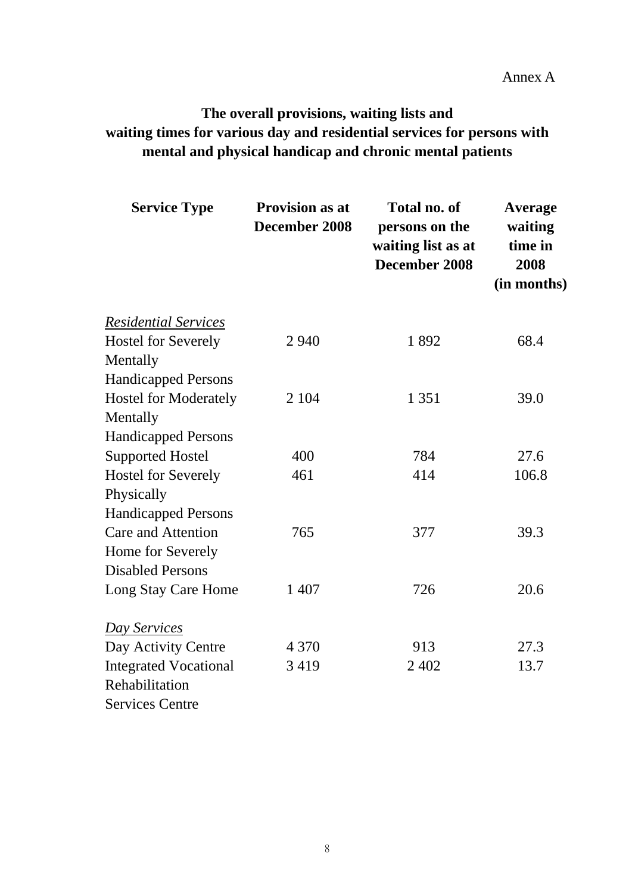Annex A

**The overall provisions, waiting lists and waiting times for various day and residential services for persons with mental and physical handicap and chronic mental patients**

| Service Type | Provision as at December 2008 | Total no. of persons on the waiting list as at December 2008 | Average waiting time in 2008 (in months) |
|---|---|---|---|
| *Residential Services* | | | |
| Hostel for Severely Mentally Handicapped Persons | 2 940 | 1 892 | 68.4 |
| Hostel for Moderately Mentally Handicapped Persons | 2 104 | 1 351 | 39.0 |
| Supported Hostel | 400 | 784 | 27.6 |
| Hostel for Severely Physically Handicapped Persons | 461 | 414 | 106.8 |
| Care and Attention Home for Severely Disabled Persons | 765 | 377 | 39.3 |
| Long Stay Care Home | 1 407 | 726 | 20.6 |
| *Day Services* | | | |
| Day Activity Centre | 4 370 | 913 | 27.3 |
| Integrated Vocational Rehabilitation Services Centre | 3 419 | 2 402 | 13.7 |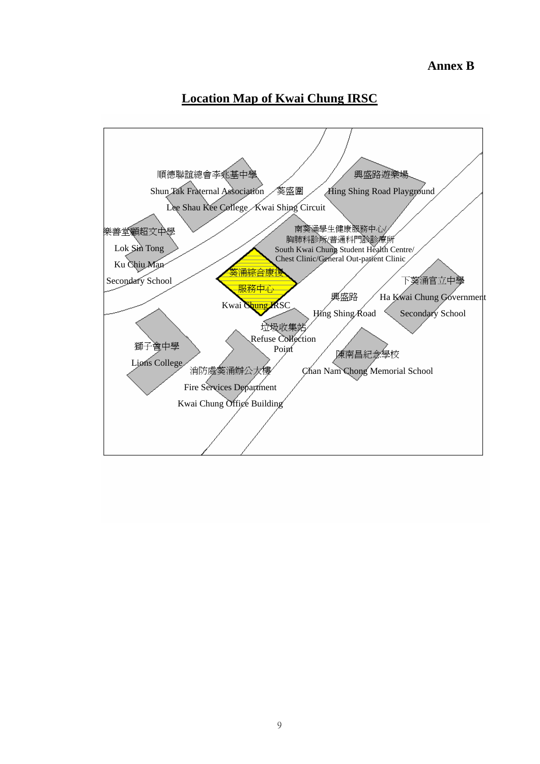**Annex B**

## Location Map of Kwai Chung IRSC

順德聯誼總會李兆基中學
Shun Tak Fraternal Association
Lee Shau Kee College

葵盛圍
Kwai Shing Circuit

興盛路遊樂場
Hing Shing Road Playground

樂善堂顧超文中學
Lok Sin Tong
Ku Chiu Man
Secondary School

南葵涌學生健康服務中心/
胸肺科診所/普通科門診診療所
South Kwai Chung Student Health Centre/
Chest Clinic/General Out-patient Clinic

葵涌綜合康復
服務中心
Kwai Chung IRSC

興盛路
Hing Shing Road

下葵涌官立中學
Ha Kwai Chung Government
Secondary School

垃圾收集站
Refuse Collection
Point

獅子會中學
Lions College

消防處葵涌辦公大樓
Fire Services Department
Kwai Chung Office Building

陳南昌紀念學校
Chan Nam Chong Memorial School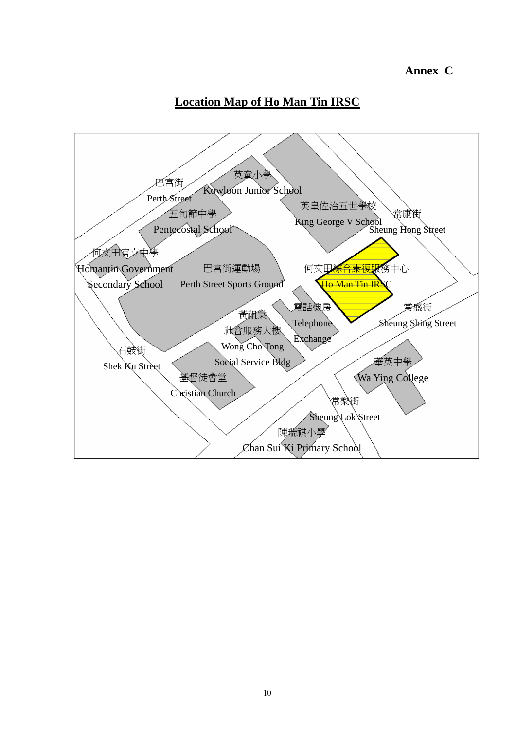**Annex C**

## Location Map of Ho Man Tin IRSC

巴富街
Perth Street

英童小學
Kowloon Junior School

五旬節中學
Pentecostal School

英皇佐治五世學校
King George V School

常康街
Sheung Hong Street

何文田官立中學
Homantin Government
Secondary School

巴富街運動場
Perth Street Sports Ground

何文田綜合康復服務中心
Ho Man Tin IRSC

電話機房
Telephone
Exchange

常盛街
Sheung Shing Street

黃祖棠
社會服務大樓
Wong Cho Tong
Social Service Bldg

石鼓街
Shek Ku Street

基督徒會堂
Christian Church

華英中學
Wa Ying College

常樂街
Sheung Lok Street

陳瑞祺小學
Chan Sui Ki Primary School